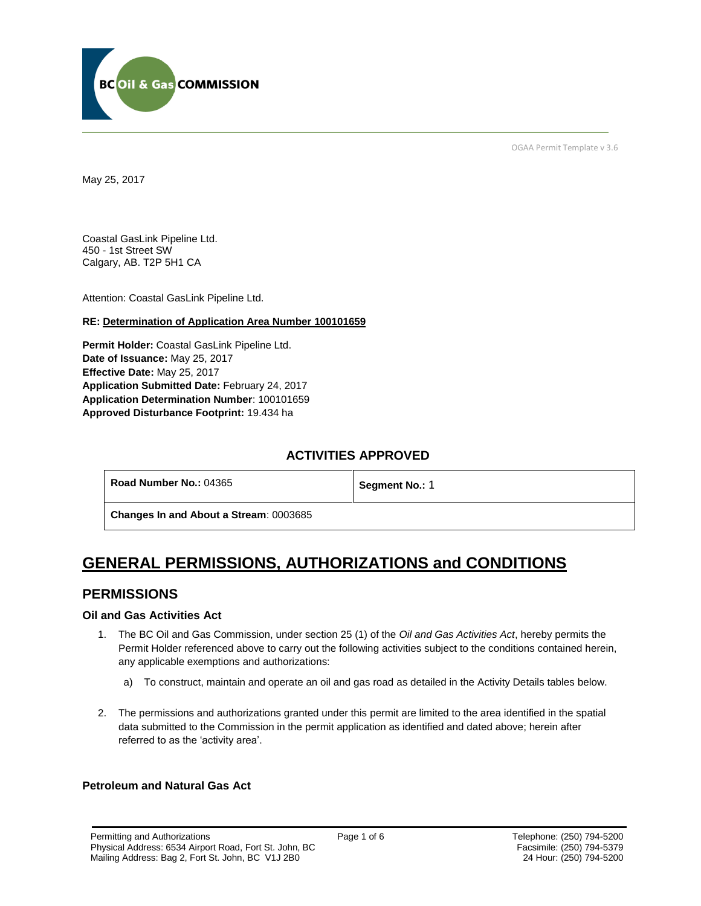OGAA Permit Template v 3.6

May 25, 2017

Coastal GasLink Pipeline Ltd.
450 - 1st Street SW
Calgary, AB. T2P 5H1 CA

Attention: Coastal GasLink Pipeline Ltd.

**RE: Determination of Application Area Number 100101659**

**Permit Holder:** Coastal GasLink Pipeline Ltd.
**Date of Issuance:** May 25, 2017
**Effective Date:** May 25, 2017
**Application Submitted Date:** February 24, 2017
**Application Determination Number**: 100101659
**Approved Disturbance Footprint:** 19.434 ha

## ACTIVITIES APPROVED

| **Road Number No.:** 04365 | **Segment No.:** 1 |
|---|---|
| **Changes In and About a Stream**: 0003685 | |

# GENERAL PERMISSIONS, AUTHORIZATIONS and CONDITIONS

## PERMISSIONS

### Oil and Gas Activities Act

1. The BC Oil and Gas Commission, under section 25 (1) of the *Oil and Gas Activities Act*, hereby permits the Permit Holder referenced above to carry out the following activities subject to the conditions contained herein, any applicable exemptions and authorizations:

    a) To construct, maintain and operate an oil and gas road as detailed in the Activity Details tables below.

2. The permissions and authorizations granted under this permit are limited to the area identified in the spatial data submitted to the Commission in the permit application as identified and dated above; herein after referred to as the 'activity area'.

### Petroleum and Natural Gas Act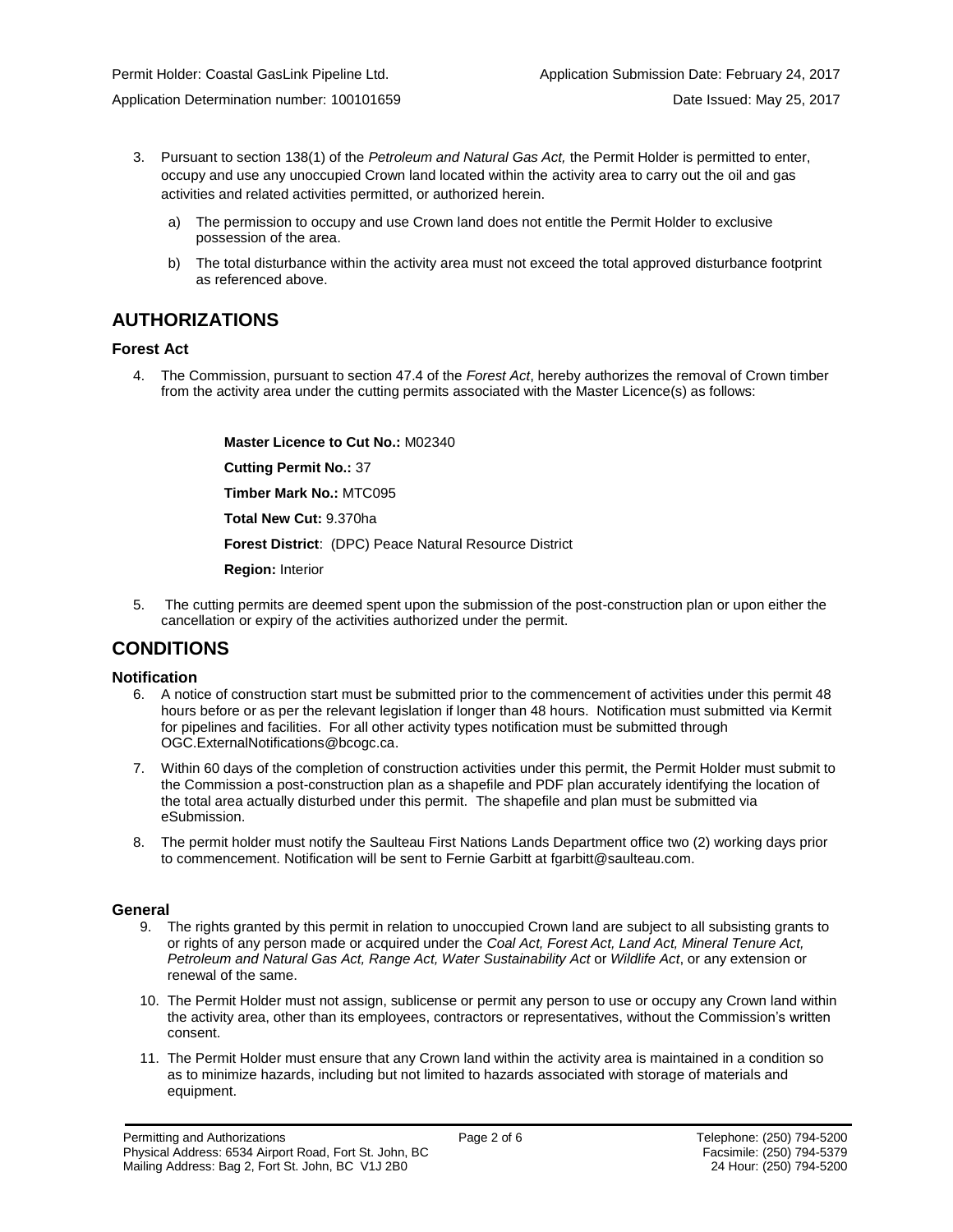3. Pursuant to section 138(1) of the *Petroleum and Natural Gas Act,* the Permit Holder is permitted to enter, occupy and use any unoccupied Crown land located within the activity area to carry out the oil and gas activities and related activities permitted, or authorized herein.

    a) The permission to occupy and use Crown land does not entitle the Permit Holder to exclusive possession of the area.

    b) The total disturbance within the activity area must not exceed the total approved disturbance footprint as referenced above.

## AUTHORIZATIONS

### Forest Act

4. The Commission, pursuant to section 47.4 of the *Forest Act*, hereby authorizes the removal of Crown timber from the activity area under the cutting permits associated with the Master Licence(s) as follows:

    **Master Licence to Cut No.:** M02340

    **Cutting Permit No.:** 37

    **Timber Mark No.:** MTC095

    **Total New Cut:** 9.370ha

    **Forest District**: (DPC) Peace Natural Resource District

    **Region:** Interior

5. The cutting permits are deemed spent upon the submission of the post-construction plan or upon either the cancellation or expiry of the activities authorized under the permit.

## CONDITIONS

### Notification

6. A notice of construction start must be submitted prior to the commencement of activities under this permit 48 hours before or as per the relevant legislation if longer than 48 hours. Notification must submitted via Kermit for pipelines and facilities. For all other activity types notification must be submitted through OGC.ExternalNotifications@bcogc.ca.

7. Within 60 days of the completion of construction activities under this permit, the Permit Holder must submit to the Commission a post-construction plan as a shapefile and PDF plan accurately identifying the location of the total area actually disturbed under this permit. The shapefile and plan must be submitted via eSubmission.

8. The permit holder must notify the Saulteau First Nations Lands Department office two (2) working days prior to commencement. Notification will be sent to Fernie Garbitt at fgarbitt@saulteau.com.

### General

9. The rights granted by this permit in relation to unoccupied Crown land are subject to all subsisting grants to or rights of any person made or acquired under the *Coal Act, Forest Act, Land Act, Mineral Tenure Act, Petroleum and Natural Gas Act, Range Act, Water Sustainability Act* or *Wildlife Act*, or any extension or renewal of the same.

10. The Permit Holder must not assign, sublicense or permit any person to use or occupy any Crown land within the activity area, other than its employees, contractors or representatives, without the Commission's written consent.

11. The Permit Holder must ensure that any Crown land within the activity area is maintained in a condition so as to minimize hazards, including but not limited to hazards associated with storage of materials and equipment.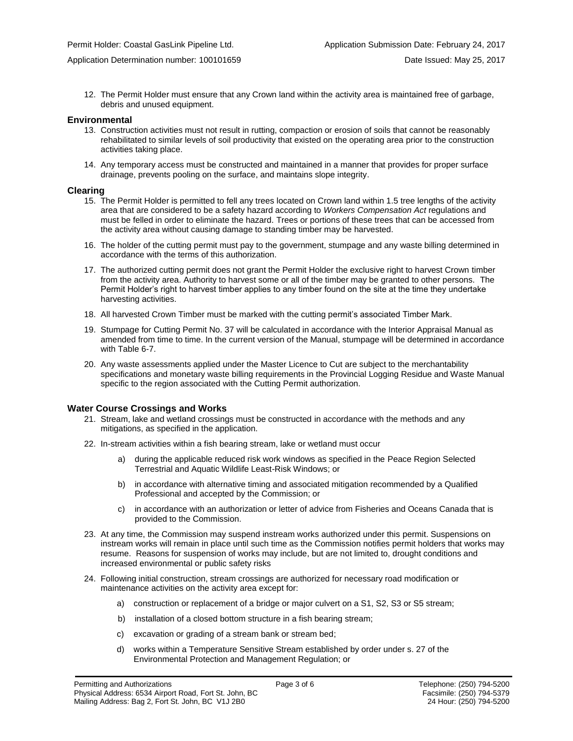12. The Permit Holder must ensure that any Crown land within the activity area is maintained free of garbage, debris and unused equipment.

## Environmental

13. Construction activities must not result in rutting, compaction or erosion of soils that cannot be reasonably rehabilitated to similar levels of soil productivity that existed on the operating area prior to the construction activities taking place.

14. Any temporary access must be constructed and maintained in a manner that provides for proper surface drainage, prevents pooling on the surface, and maintains slope integrity.

## Clearing

15. The Permit Holder is permitted to fell any trees located on Crown land within 1.5 tree lengths of the activity area that are considered to be a safety hazard according to *Workers Compensation Act* regulations and must be felled in order to eliminate the hazard. Trees or portions of these trees that can be accessed from the activity area without causing damage to standing timber may be harvested.

16. The holder of the cutting permit must pay to the government, stumpage and any waste billing determined in accordance with the terms of this authorization.

17. The authorized cutting permit does not grant the Permit Holder the exclusive right to harvest Crown timber from the activity area. Authority to harvest some or all of the timber may be granted to other persons. The Permit Holder's right to harvest timber applies to any timber found on the site at the time they undertake harvesting activities.

18. All harvested Crown Timber must be marked with the cutting permit's associated Timber Mark.

19. Stumpage for Cutting Permit No. 37 will be calculated in accordance with the Interior Appraisal Manual as amended from time to time. In the current version of the Manual, stumpage will be determined in accordance with Table 6-7.

20. Any waste assessments applied under the Master Licence to Cut are subject to the merchantability specifications and monetary waste billing requirements in the Provincial Logging Residue and Waste Manual specific to the region associated with the Cutting Permit authorization.

## Water Course Crossings and Works

21. Stream, lake and wetland crossings must be constructed in accordance with the methods and any mitigations, as specified in the application.

22. In-stream activities within a fish bearing stream, lake or wetland must occur

    a) during the applicable reduced risk work windows as specified in the Peace Region Selected Terrestrial and Aquatic Wildlife Least-Risk Windows; or

    b) in accordance with alternative timing and associated mitigation recommended by a Qualified Professional and accepted by the Commission; or

    c) in accordance with an authorization or letter of advice from Fisheries and Oceans Canada that is provided to the Commission.

23. At any time, the Commission may suspend instream works authorized under this permit. Suspensions on instream works will remain in place until such time as the Commission notifies permit holders that works may resume. Reasons for suspension of works may include, but are not limited to, drought conditions and increased environmental or public safety risks

24. Following initial construction, stream crossings are authorized for necessary road modification or maintenance activities on the activity area except for:

    a) construction or replacement of a bridge or major culvert on a S1, S2, S3 or S5 stream;

    b) installation of a closed bottom structure in a fish bearing stream;

    c) excavation or grading of a stream bank or stream bed;

    d) works within a Temperature Sensitive Stream established by order under s. 27 of the Environmental Protection and Management Regulation; or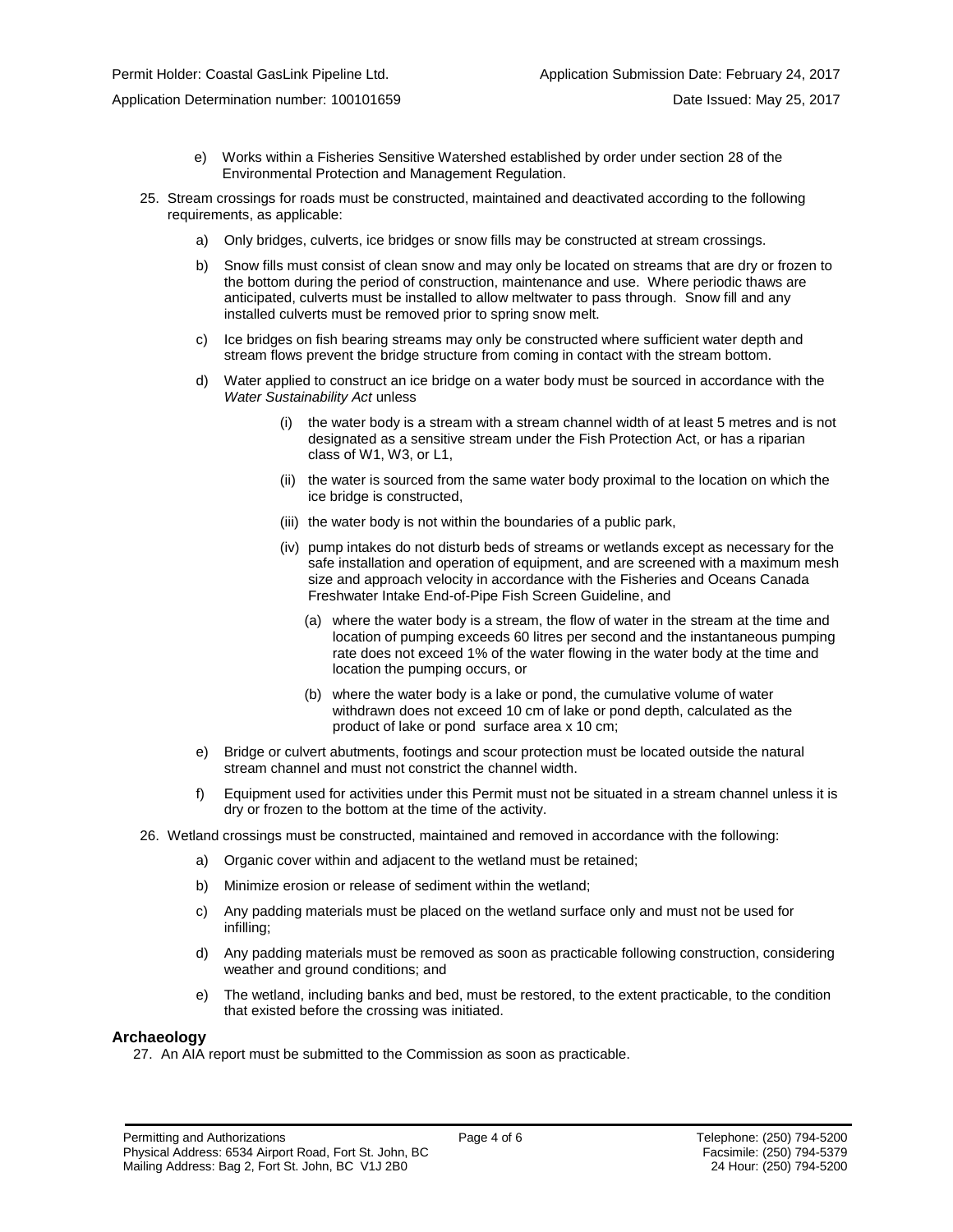e) Works within a Fisheries Sensitive Watershed established by order under section 28 of the Environmental Protection and Management Regulation.

25. Stream crossings for roads must be constructed, maintained and deactivated according to the following requirements, as applicable:

    a) Only bridges, culverts, ice bridges or snow fills may be constructed at stream crossings.

    b) Snow fills must consist of clean snow and may only be located on streams that are dry or frozen to the bottom during the period of construction, maintenance and use. Where periodic thaws are anticipated, culverts must be installed to allow meltwater to pass through. Snow fill and any installed culverts must be removed prior to spring snow melt.

    c) Ice bridges on fish bearing streams may only be constructed where sufficient water depth and stream flows prevent the bridge structure from coming in contact with the stream bottom.

    d) Water applied to construct an ice bridge on a water body must be sourced in accordance with the *Water Sustainability Act* unless

        (i) the water body is a stream with a stream channel width of at least 5 metres and is not designated as a sensitive stream under the Fish Protection Act, or has a riparian class of W1, W3, or L1,

        (ii) the water is sourced from the same water body proximal to the location on which the ice bridge is constructed,

        (iii) the water body is not within the boundaries of a public park,

        (iv) pump intakes do not disturb beds of streams or wetlands except as necessary for the safe installation and operation of equipment, and are screened with a maximum mesh size and approach velocity in accordance with the Fisheries and Oceans Canada Freshwater Intake End-of-Pipe Fish Screen Guideline, and

            (a) where the water body is a stream, the flow of water in the stream at the time and location of pumping exceeds 60 litres per second and the instantaneous pumping rate does not exceed 1% of the water flowing in the water body at the time and location the pumping occurs, or

            (b) where the water body is a lake or pond, the cumulative volume of water withdrawn does not exceed 10 cm of lake or pond depth, calculated as the product of lake or pond surface area x 10 cm;

    e) Bridge or culvert abutments, footings and scour protection must be located outside the natural stream channel and must not constrict the channel width.

    f) Equipment used for activities under this Permit must not be situated in a stream channel unless it is dry or frozen to the bottom at the time of the activity.

26. Wetland crossings must be constructed, maintained and removed in accordance with the following:

    a) Organic cover within and adjacent to the wetland must be retained;

    b) Minimize erosion or release of sediment within the wetland;

    c) Any padding materials must be placed on the wetland surface only and must not be used for infilling;

    d) Any padding materials must be removed as soon as practicable following construction, considering weather and ground conditions; and

    e) The wetland, including banks and bed, must be restored, to the extent practicable, to the condition that existed before the crossing was initiated.

## Archaeology

27. An AIA report must be submitted to the Commission as soon as practicable.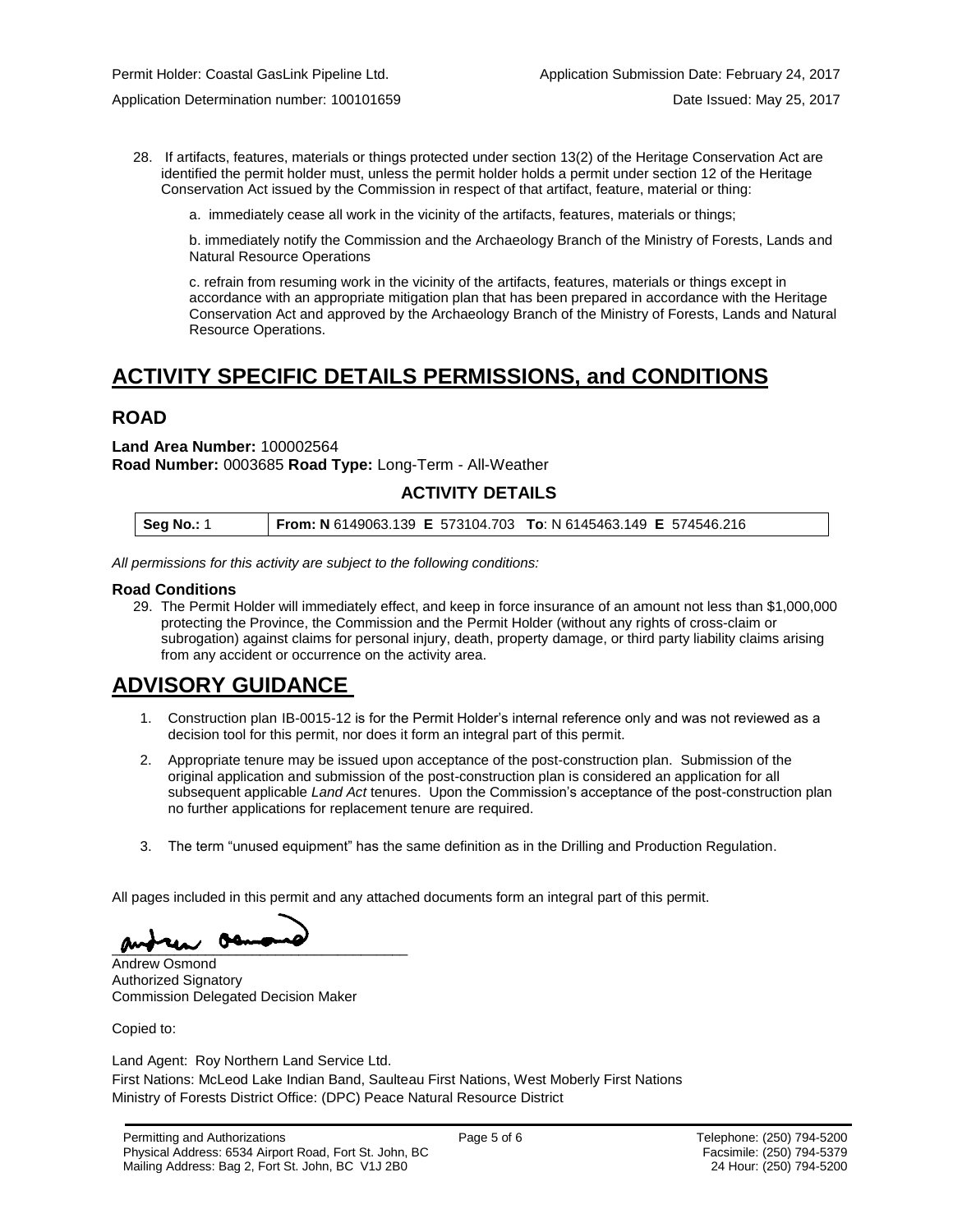28. If artifacts, features, materials or things protected under section 13(2) of the Heritage Conservation Act are identified the permit holder must, unless the permit holder holds a permit under section 12 of the Heritage Conservation Act issued by the Commission in respect of that artifact, feature, material or thing:

    a. immediately cease all work in the vicinity of the artifacts, features, materials or things;

    b. immediately notify the Commission and the Archaeology Branch of the Ministry of Forests, Lands and Natural Resource Operations

    c. refrain from resuming work in the vicinity of the artifacts, features, materials or things except in accordance with an appropriate mitigation plan that has been prepared in accordance with the Heritage Conservation Act and approved by the Archaeology Branch of the Ministry of Forests, Lands and Natural Resource Operations.

# ACTIVITY SPECIFIC DETAILS PERMISSIONS, and CONDITIONS

## ROAD

**Land Area Number:** 100002564
**Road Number:** 0003685 **Road Type:** Long-Term - All-Weather

### ACTIVITY DETAILS

| | |
|---|---|
| **Seg No.:** 1 | **From: N** 6149063.139 **E** 573104.703 **To**: N 6145463.149 **E** 574546.216 |

*All permissions for this activity are subject to the following conditions:*

**Road Conditions**

29. The Permit Holder will immediately effect, and keep in force insurance of an amount not less than $1,000,000 protecting the Province, the Commission and the Permit Holder (without any rights of cross-claim or subrogation) against claims for personal injury, death, property damage, or third party liability claims arising from any accident or occurrence on the activity area.

# ADVISORY GUIDANCE

1. Construction plan IB-0015-12 is for the Permit Holder's internal reference only and was not reviewed as a decision tool for this permit, nor does it form an integral part of this permit.
2. Appropriate tenure may be issued upon acceptance of the post-construction plan. Submission of the original application and submission of the post-construction plan is considered an application for all subsequent applicable *Land Act* tenures. Upon the Commission's acceptance of the post-construction plan no further applications for replacement tenure are required.
3. The term "unused equipment" has the same definition as in the Drilling and Production Regulation.

All pages included in this permit and any attached documents form an integral part of this permit.

Andrew Osmond
Authorized Signatory
Commission Delegated Decision Maker

Copied to:

Land Agent: Roy Northern Land Service Ltd.
First Nations: McLeod Lake Indian Band, Saulteau First Nations, West Moberly First Nations
Ministry of Forests District Office: (DPC) Peace Natural Resource District